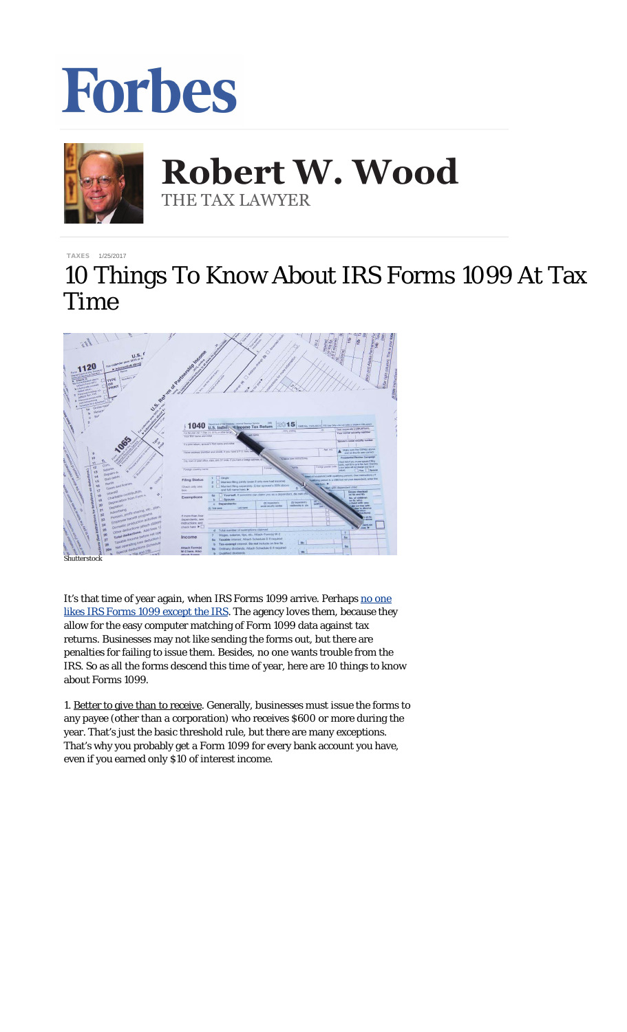Forbes

**Robert W. Wood**
THE TAX LAWYER

TAXES 1/25/2017

# 10 Things To Know About IRS Forms 1099 At Tax Time

Shutterstock

It's that time of year again, when IRS Forms 1099 arrive. Perhaps no one likes IRS Forms 1099 except the IRS. The agency loves them, because they allow for the easy computer matching of Form 1099 data against tax returns. Businesses may not like sending the forms out, but there are penalties for failing to issue them. Besides, no one wants trouble from the IRS. So as all the forms descend this time of year, here are 10 things to know about Forms 1099.

1. Better to give than to receive. Generally, businesses must issue the forms to any payee (other than a corporation) who receives $600 or more during the year. That's just the basic threshold rule, but there are many exceptions. That's why you probably get a Form 1099 for every bank account you have, even if you earned only $10 of interest income.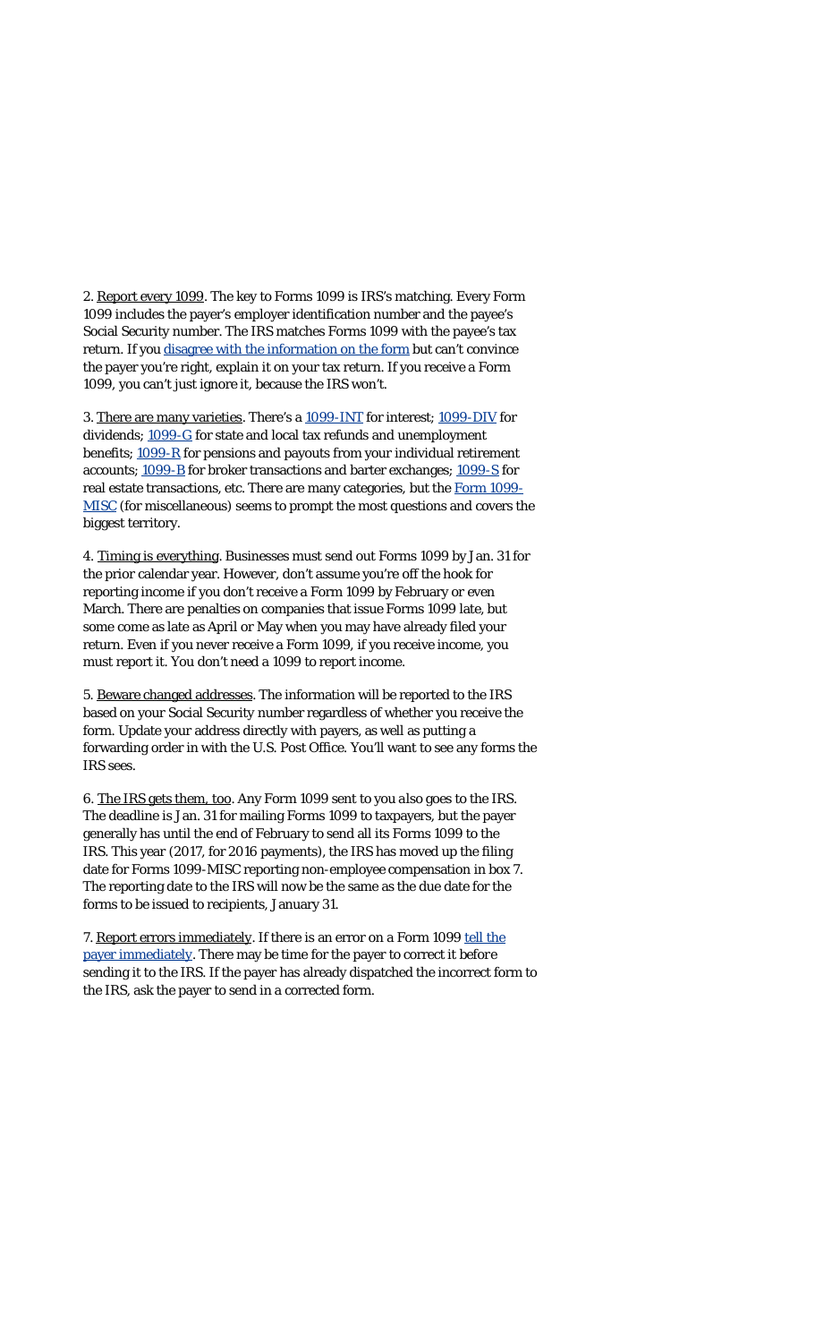2. Report every 1099. The key to Forms 1099 is IRS's matching. Every Form 1099 includes the payer's employer identification number and the payee's Social Security number. The IRS matches Forms 1099 with the payee's tax return. If you disagree with the information on the form but can't convince the payer you're right, explain it on your tax return. If you receive a Form 1099, you can't just ignore it, because the IRS won't.

3. There are many varieties. There's a 1099-INT for interest; 1099-DIV for dividends; 1099-G for state and local tax refunds and unemployment benefits; 1099-R for pensions and payouts from your individual retirement accounts; 1099-B for broker transactions and barter exchanges; 1099-S for real estate transactions, etc. There are many categories, but the Form 1099-MISC (for miscellaneous) seems to prompt the most questions and covers the biggest territory.

4. Timing is everything. Businesses must send out Forms 1099 by Jan. 31 for the prior calendar year. However, don't assume you're off the hook for reporting income if you don't receive a Form 1099 by February or even March. There are penalties on companies that issue Forms 1099 late, but some come as late as April or May when you may have already filed your return. Even if you never receive a Form 1099, if you receive income, you must report it. You don't need a 1099 to report income.

5. Beware changed addresses. The information will be reported to the IRS based on your Social Security number regardless of whether you receive the form. Update your address directly with payers, as well as putting a forwarding order in with the U.S. Post Office. You'll want to see any forms the IRS sees.

6. The IRS gets them, too. Any Form 1099 sent to you *also* goes to the IRS. The deadline is Jan. 31 for mailing Forms 1099 to taxpayers, but the payer generally has until the end of February to send all its Forms 1099 to the IRS. This year (2017, for 2016 payments), the IRS has moved up the filing date for Forms 1099-MISC reporting non-employee compensation in box 7. The reporting date to the IRS will now be the same as the due date for the forms to be issued to recipients, January 31.

7. Report errors immediately. If there is an error on a Form 1099 tell the payer immediately. There may be time for the payer to correct it before sending it to the IRS. If the payer has already dispatched the incorrect form to the IRS, ask the payer to send in a corrected form.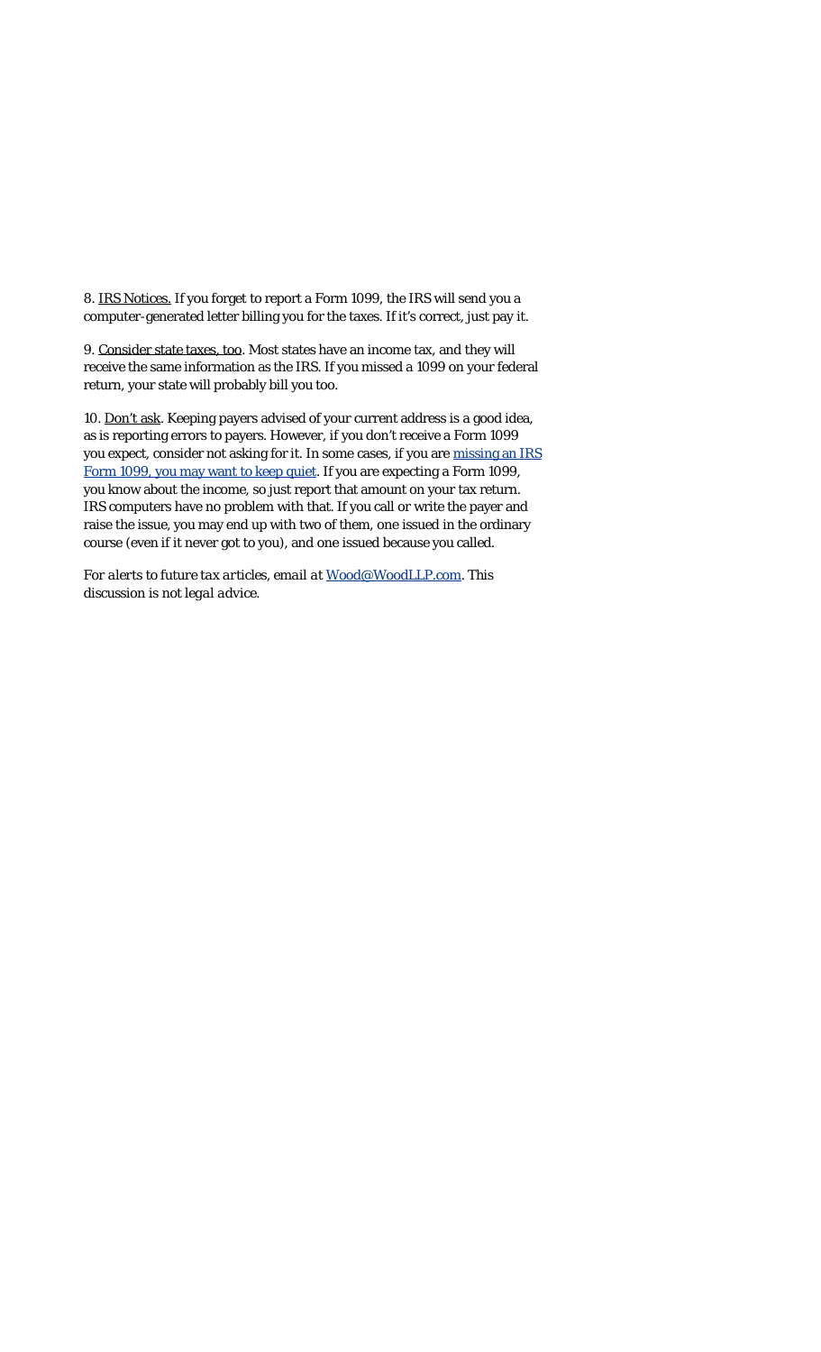8. <u>IRS Notices.</u> If you forget to report a Form 1099, the IRS will send you a computer-generated letter billing you for the taxes. If it's correct, just pay it.

9. <u>Consider state taxes, too</u>. Most states have an income tax, and they will receive the same information as the IRS. If you missed a 1099 on your federal return, your state will probably bill you too.

10. <u>Don't ask</u>. Keeping payers advised of your current address is a good idea, as is reporting errors to payers. However, if you don't receive a Form 1099 you expect, consider not asking for it. In some cases, if you are [missing an IRS Form 1099, you may want to keep quiet](). If you are expecting a Form 1099, you know about the income, so just report that amount on your tax return. IRS computers have no problem with that. If you call or write the payer and raise the issue, you may end up with two of them, one issued in the ordinary course (even if it never got to you), and one issued because you called.

*For alerts to future tax articles, email at* [Wood@WoodLLP.com](mailto:Wood@WoodLLP.com). *This discussion is not legal advice.*